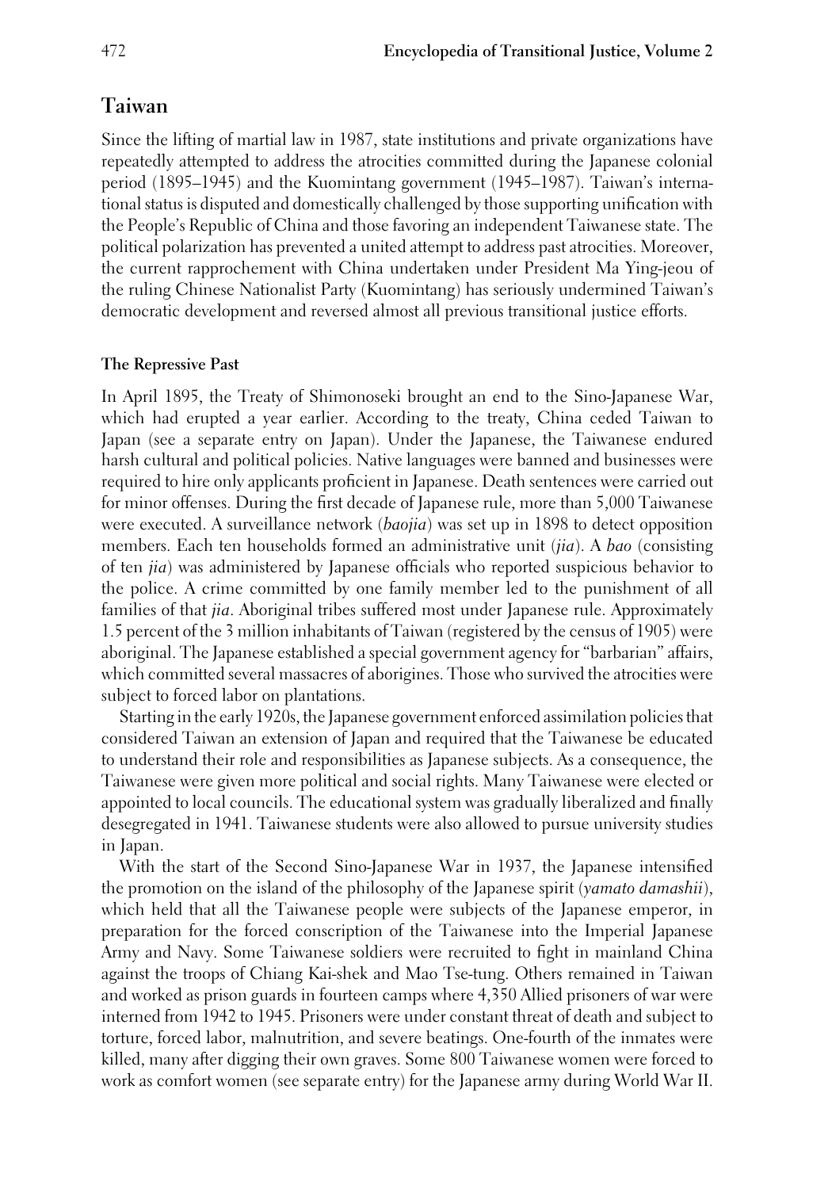## Taiwan

Since the lifting of martial law in 1987, state institutions and private organizations have repeatedly attempted to address the atrocities committed during the Japanese colonial period (1895–1945) and the Kuomintang government (1945–1987). Taiwan's international status is disputed and domestically challenged by those supporting unification with the People's Republic of China and those favoring an independent Taiwanese state. The political polarization has prevented a united attempt to address past atrocities. Moreover, the current rapprochement with China undertaken under President Ma Ying-jeou of the ruling Chinese Nationalist Party (Kuomintang) has seriously undermined Taiwan's democratic development and reversed almost all previous transitional justice efforts.

### The Repressive Past

In April 1895, the Treaty of Shimonoseki brought an end to the Sino-Japanese War, which had erupted a year earlier. According to the treaty, China ceded Taiwan to Japan (see a separate entry on Japan). Under the Japanese, the Taiwanese endured harsh cultural and political policies. Native languages were banned and businesses were required to hire only applicants proficient in Japanese. Death sentences were carried out for minor offenses. During the first decade of Japanese rule, more than 5,000 Taiwanese were executed. A surveillance network (*baojia*) was set up in 1898 to detect opposition members. Each ten households formed an administrative unit (*jia*). A *bao* (consisting of ten *jia*) was administered by Japanese officials who reported suspicious behavior to the police. A crime committed by one family member led to the punishment of all families of that *jia*. Aboriginal tribes suffered most under Japanese rule. Approximately 1.5 percent of the 3 million inhabitants of Taiwan (registered by the census of 1905) were aboriginal. The Japanese established a special government agency for "barbarian" affairs, which committed several massacres of aborigines. Those who survived the atrocities were subject to forced labor on plantations.

Starting in the early 1920s, the Japanese government enforced assimilation policies that considered Taiwan an extension of Japan and required that the Taiwanese be educated to understand their role and responsibilities as Japanese subjects. As a consequence, the Taiwanese were given more political and social rights. Many Taiwanese were elected or appointed to local councils. The educational system was gradually liberalized and finally desegregated in 1941. Taiwanese students were also allowed to pursue university studies in Japan.

With the start of the Second Sino-Japanese War in 1937, the Japanese intensified the promotion on the island of the philosophy of the Japanese spirit (*yamato damashii*), which held that all the Taiwanese people were subjects of the Japanese emperor, in preparation for the forced conscription of the Taiwanese into the Imperial Japanese Army and Navy. Some Taiwanese soldiers were recruited to fight in mainland China against the troops of Chiang Kai-shek and Mao Tse-tung. Others remained in Taiwan and worked as prison guards in fourteen camps where 4,350 Allied prisoners of war were interned from 1942 to 1945. Prisoners were under constant threat of death and subject to torture, forced labor, malnutrition, and severe beatings. One-fourth of the inmates were killed, many after digging their own graves. Some 800 Taiwanese women were forced to work as comfort women (see separate entry) for the Japanese army during World War II.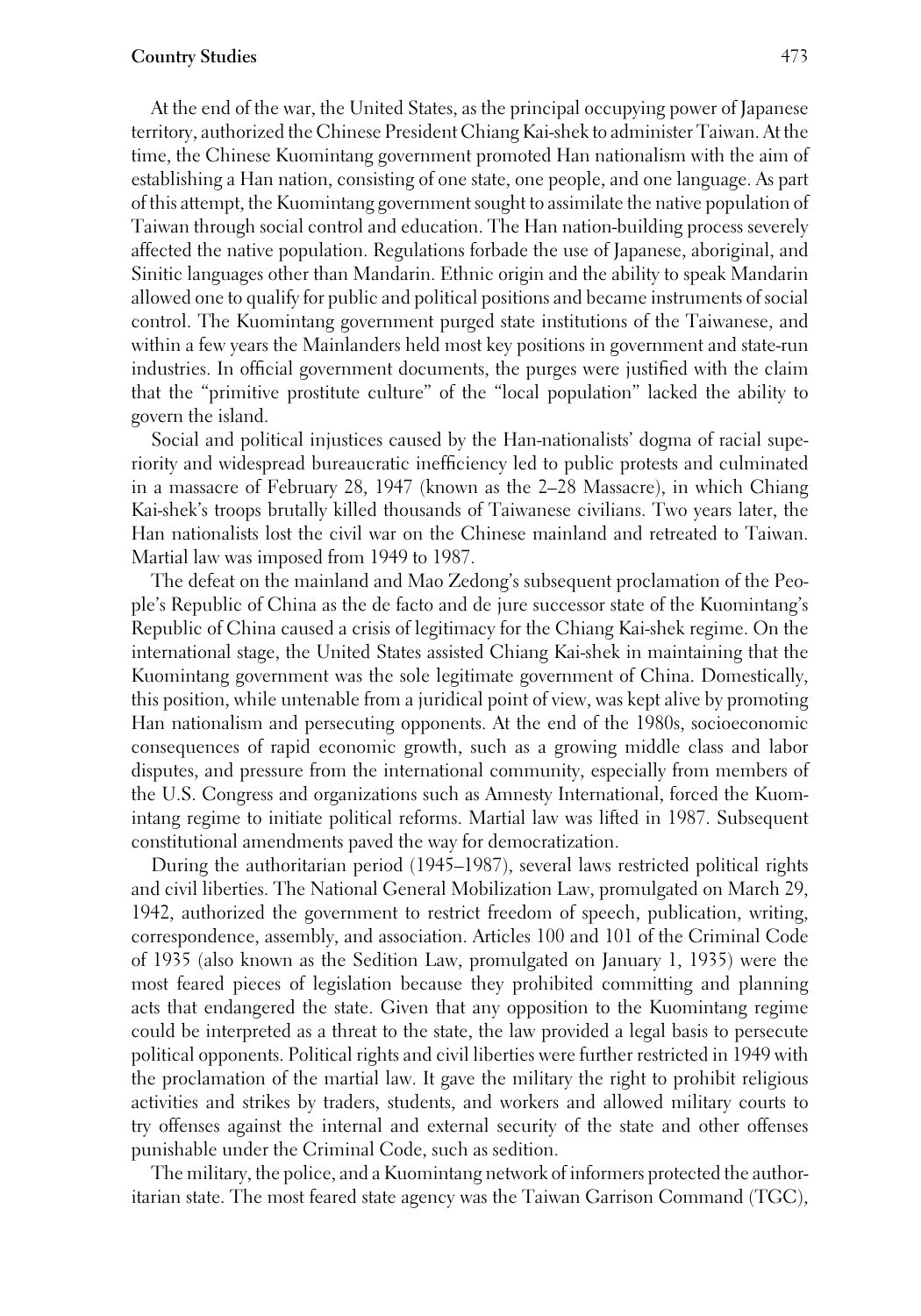At the end of the war, the United States, as the principal occupying power of Japanese territory, authorized the Chinese President Chiang Kai-shek to administer Taiwan. At the time, the Chinese Kuomintang government promoted Han nationalism with the aim of establishing a Han nation, consisting of one state, one people, and one language. As part of this attempt, the Kuomintang government sought to assimilate the native population of Taiwan through social control and education. The Han nation-building process severely affected the native population. Regulations forbade the use of Japanese, aboriginal, and Sinitic languages other than Mandarin. Ethnic origin and the ability to speak Mandarin allowed one to qualify for public and political positions and became instruments of social control. The Kuomintang government purged state institutions of the Taiwanese, and within a few years the Mainlanders held most key positions in government and state-run industries. In official government documents, the purges were justified with the claim that the "primitive prostitute culture" of the "local population" lacked the ability to govern the island.

Social and political injustices caused by the Han-nationalists' dogma of racial superiority and widespread bureaucratic inefficiency led to public protests and culminated in a massacre of February 28, 1947 (known as the 2–28 Massacre), in which Chiang Kai-shek's troops brutally killed thousands of Taiwanese civilians. Two years later, the Han nationalists lost the civil war on the Chinese mainland and retreated to Taiwan. Martial law was imposed from 1949 to 1987.

The defeat on the mainland and Mao Zedong's subsequent proclamation of the People's Republic of China as the de facto and de jure successor state of the Kuomintang's Republic of China caused a crisis of legitimacy for the Chiang Kai-shek regime. On the international stage, the United States assisted Chiang Kai-shek in maintaining that the Kuomintang government was the sole legitimate government of China. Domestically, this position, while untenable from a juridical point of view, was kept alive by promoting Han nationalism and persecuting opponents. At the end of the 1980s, socioeconomic consequences of rapid economic growth, such as a growing middle class and labor disputes, and pressure from the international community, especially from members of the U.S. Congress and organizations such as Amnesty International, forced the Kuomintang regime to initiate political reforms. Martial law was lifted in 1987. Subsequent constitutional amendments paved the way for democratization.

During the authoritarian period (1945–1987), several laws restricted political rights and civil liberties. The National General Mobilization Law, promulgated on March 29, 1942, authorized the government to restrict freedom of speech, publication, writing, correspondence, assembly, and association. Articles 100 and 101 of the Criminal Code of 1935 (also known as the Sedition Law, promulgated on January 1, 1935) were the most feared pieces of legislation because they prohibited committing and planning acts that endangered the state. Given that any opposition to the Kuomintang regime could be interpreted as a threat to the state, the law provided a legal basis to persecute political opponents. Political rights and civil liberties were further restricted in 1949 with the proclamation of the martial law. It gave the military the right to prohibit religious activities and strikes by traders, students, and workers and allowed military courts to try offenses against the internal and external security of the state and other offenses punishable under the Criminal Code, such as sedition.

The military, the police, and a Kuomintang network of informers protected the authoritarian state. The most feared state agency was the Taiwan Garrison Command (TGC),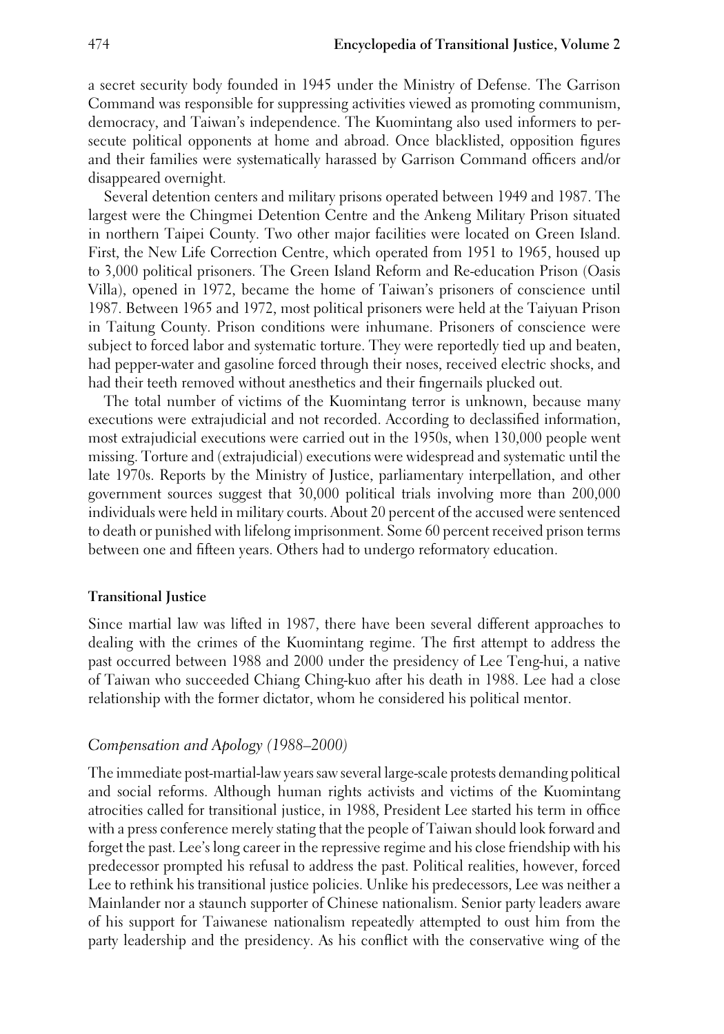a secret security body founded in 1945 under the Ministry of Defense. The Garrison Command was responsible for suppressing activities viewed as promoting communism, democracy, and Taiwan's independence. The Kuomintang also used informers to persecute political opponents at home and abroad. Once blacklisted, opposition figures and their families were systematically harassed by Garrison Command officers and/or disappeared overnight.

Several detention centers and military prisons operated between 1949 and 1987. The largest were the Chingmei Detention Centre and the Ankeng Military Prison situated in northern Taipei County. Two other major facilities were located on Green Island. First, the New Life Correction Centre, which operated from 1951 to 1965, housed up to 3,000 political prisoners. The Green Island Reform and Re-education Prison (Oasis Villa), opened in 1972, became the home of Taiwan's prisoners of conscience until 1987. Between 1965 and 1972, most political prisoners were held at the Taiyuan Prison in Taitung County. Prison conditions were inhumane. Prisoners of conscience were subject to forced labor and systematic torture. They were reportedly tied up and beaten, had pepper-water and gasoline forced through their noses, received electric shocks, and had their teeth removed without anesthetics and their fingernails plucked out.

The total number of victims of the Kuomintang terror is unknown, because many executions were extrajudicial and not recorded. According to declassified information, most extrajudicial executions were carried out in the 1950s, when 130,000 people went missing. Torture and (extrajudicial) executions were widespread and systematic until the late 1970s. Reports by the Ministry of Justice, parliamentary interpellation, and other government sources suggest that 30,000 political trials involving more than 200,000 individuals were held in military courts. About 20 percent of the accused were sentenced to death or punished with lifelong imprisonment. Some 60 percent received prison terms between one and fifteen years. Others had to undergo reformatory education.

## Transitional Justice

Since martial law was lifted in 1987, there have been several different approaches to dealing with the crimes of the Kuomintang regime. The first attempt to address the past occurred between 1988 and 2000 under the presidency of Lee Teng-hui, a native of Taiwan who succeeded Chiang Ching-kuo after his death in 1988. Lee had a close relationship with the former dictator, whom he considered his political mentor.

### *Compensation and Apology (1988–2000)*

The immediate post-martial-law years saw several large-scale protests demanding political and social reforms. Although human rights activists and victims of the Kuomintang atrocities called for transitional justice, in 1988, President Lee started his term in office with a press conference merely stating that the people of Taiwan should look forward and forget the past. Lee's long career in the repressive regime and his close friendship with his predecessor prompted his refusal to address the past. Political realities, however, forced Lee to rethink his transitional justice policies. Unlike his predecessors, Lee was neither a Mainlander nor a staunch supporter of Chinese nationalism. Senior party leaders aware of his support for Taiwanese nationalism repeatedly attempted to oust him from the party leadership and the presidency. As his conflict with the conservative wing of the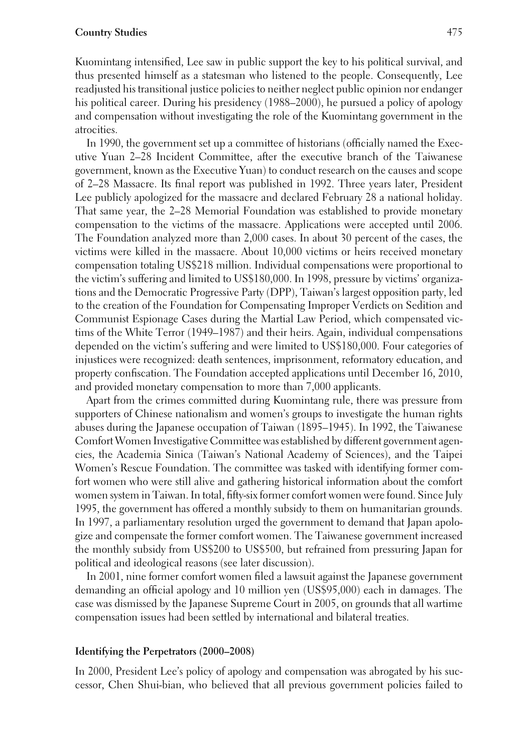Kuomintang intensified, Lee saw in public support the key to his political survival, and thus presented himself as a statesman who listened to the people. Consequently, Lee readjusted his transitional justice policies to neither neglect public opinion nor endanger his political career. During his presidency (1988–2000), he pursued a policy of apology and compensation without investigating the role of the Kuomintang government in the atrocities.

In 1990, the government set up a committee of historians (officially named the Executive Yuan 2–28 Incident Committee, after the executive branch of the Taiwanese government, known as the Executive Yuan) to conduct research on the causes and scope of 2–28 Massacre. Its final report was published in 1992. Three years later, President Lee publicly apologized for the massacre and declared February 28 a national holiday. That same year, the 2–28 Memorial Foundation was established to provide monetary compensation to the victims of the massacre. Applications were accepted until 2006. The Foundation analyzed more than 2,000 cases. In about 30 percent of the cases, the victims were killed in the massacre. About 10,000 victims or heirs received monetary compensation totaling US$218 million. Individual compensations were proportional to the victim's suffering and limited to US$180,000. In 1998, pressure by victims' organizations and the Democratic Progressive Party (DPP), Taiwan's largest opposition party, led to the creation of the Foundation for Compensating Improper Verdicts on Sedition and Communist Espionage Cases during the Martial Law Period, which compensated victims of the White Terror (1949–1987) and their heirs. Again, individual compensations depended on the victim's suffering and were limited to US$180,000. Four categories of injustices were recognized: death sentences, imprisonment, reformatory education, and property confiscation. The Foundation accepted applications until December 16, 2010, and provided monetary compensation to more than 7,000 applicants.

Apart from the crimes committed during Kuomintang rule, there was pressure from supporters of Chinese nationalism and women's groups to investigate the human rights abuses during the Japanese occupation of Taiwan (1895–1945). In 1992, the Taiwanese Comfort Women Investigative Committee was established by different government agencies, the Academia Sinica (Taiwan's National Academy of Sciences), and the Taipei Women's Rescue Foundation. The committee was tasked with identifying former comfort women who were still alive and gathering historical information about the comfort women system in Taiwan. In total, fifty-six former comfort women were found. Since July 1995, the government has offered a monthly subsidy to them on humanitarian grounds. In 1997, a parliamentary resolution urged the government to demand that Japan apologize and compensate the former comfort women. The Taiwanese government increased the monthly subsidy from US$200 to US$500, but refrained from pressuring Japan for political and ideological reasons (see later discussion).

In 2001, nine former comfort women filed a lawsuit against the Japanese government demanding an official apology and 10 million yen (US$95,000) each in damages. The case was dismissed by the Japanese Supreme Court in 2005, on grounds that all wartime compensation issues had been settled by international and bilateral treaties.

### Identifying the Perpetrators (2000–2008)

In 2000, President Lee's policy of apology and compensation was abrogated by his successor, Chen Shui-bian, who believed that all previous government policies failed to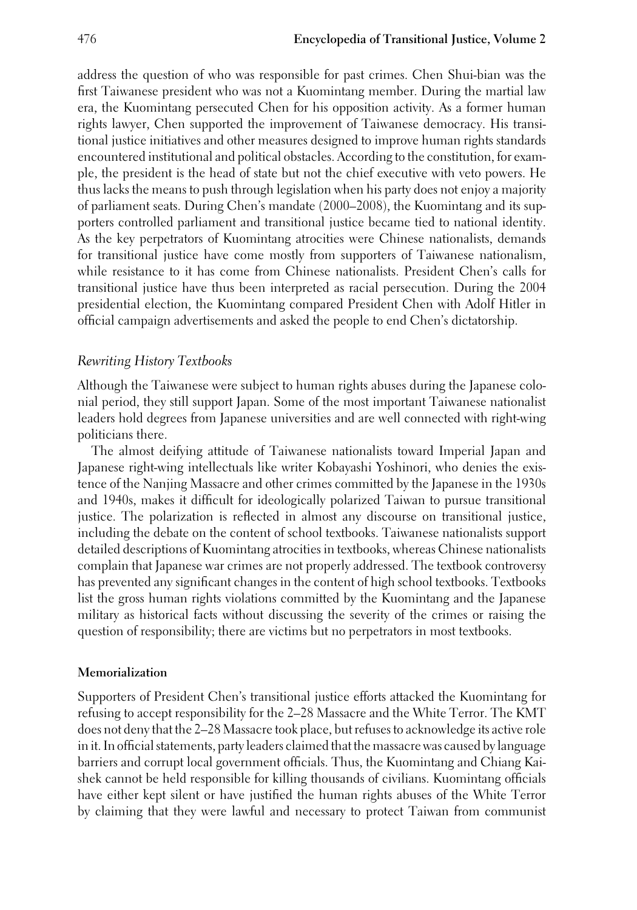address the question of who was responsible for past crimes. Chen Shui-bian was the first Taiwanese president who was not a Kuomintang member. During the martial law era, the Kuomintang persecuted Chen for his opposition activity. As a former human rights lawyer, Chen supported the improvement of Taiwanese democracy. His transitional justice initiatives and other measures designed to improve human rights standards encountered institutional and political obstacles. According to the constitution, for example, the president is the head of state but not the chief executive with veto powers. He thus lacks the means to push through legislation when his party does not enjoy a majority of parliament seats. During Chen's mandate (2000–2008), the Kuomintang and its supporters controlled parliament and transitional justice became tied to national identity. As the key perpetrators of Kuomintang atrocities were Chinese nationalists, demands for transitional justice have come mostly from supporters of Taiwanese nationalism, while resistance to it has come from Chinese nationalists. President Chen's calls for transitional justice have thus been interpreted as racial persecution. During the 2004 presidential election, the Kuomintang compared President Chen with Adolf Hitler in official campaign advertisements and asked the people to end Chen's dictatorship.

### *Rewriting History Textbooks*

Although the Taiwanese were subject to human rights abuses during the Japanese colonial period, they still support Japan. Some of the most important Taiwanese nationalist leaders hold degrees from Japanese universities and are well connected with right-wing politicians there.

The almost deifying attitude of Taiwanese nationalists toward Imperial Japan and Japanese right-wing intellectuals like writer Kobayashi Yoshinori, who denies the existence of the Nanjing Massacre and other crimes committed by the Japanese in the 1930s and 1940s, makes it difficult for ideologically polarized Taiwan to pursue transitional justice. The polarization is reflected in almost any discourse on transitional justice, including the debate on the content of school textbooks. Taiwanese nationalists support detailed descriptions of Kuomintang atrocities in textbooks, whereas Chinese nationalists complain that Japanese war crimes are not properly addressed. The textbook controversy has prevented any significant changes in the content of high school textbooks. Textbooks list the gross human rights violations committed by the Kuomintang and the Japanese military as historical facts without discussing the severity of the crimes or raising the question of responsibility; there are victims but no perpetrators in most textbooks.

## **Memorialization**

Supporters of President Chen's transitional justice efforts attacked the Kuomintang for refusing to accept responsibility for the 2–28 Massacre and the White Terror. The KMT does not deny that the 2–28 Massacre took place, but refuses to acknowledge its active role in it. In official statements, party leaders claimed that the massacre was caused by language barriers and corrupt local government officials. Thus, the Kuomintang and Chiang Kai-shek cannot be held responsible for killing thousands of civilians. Kuomintang officials have either kept silent or have justified the human rights abuses of the White Terror by claiming that they were lawful and necessary to protect Taiwan from communist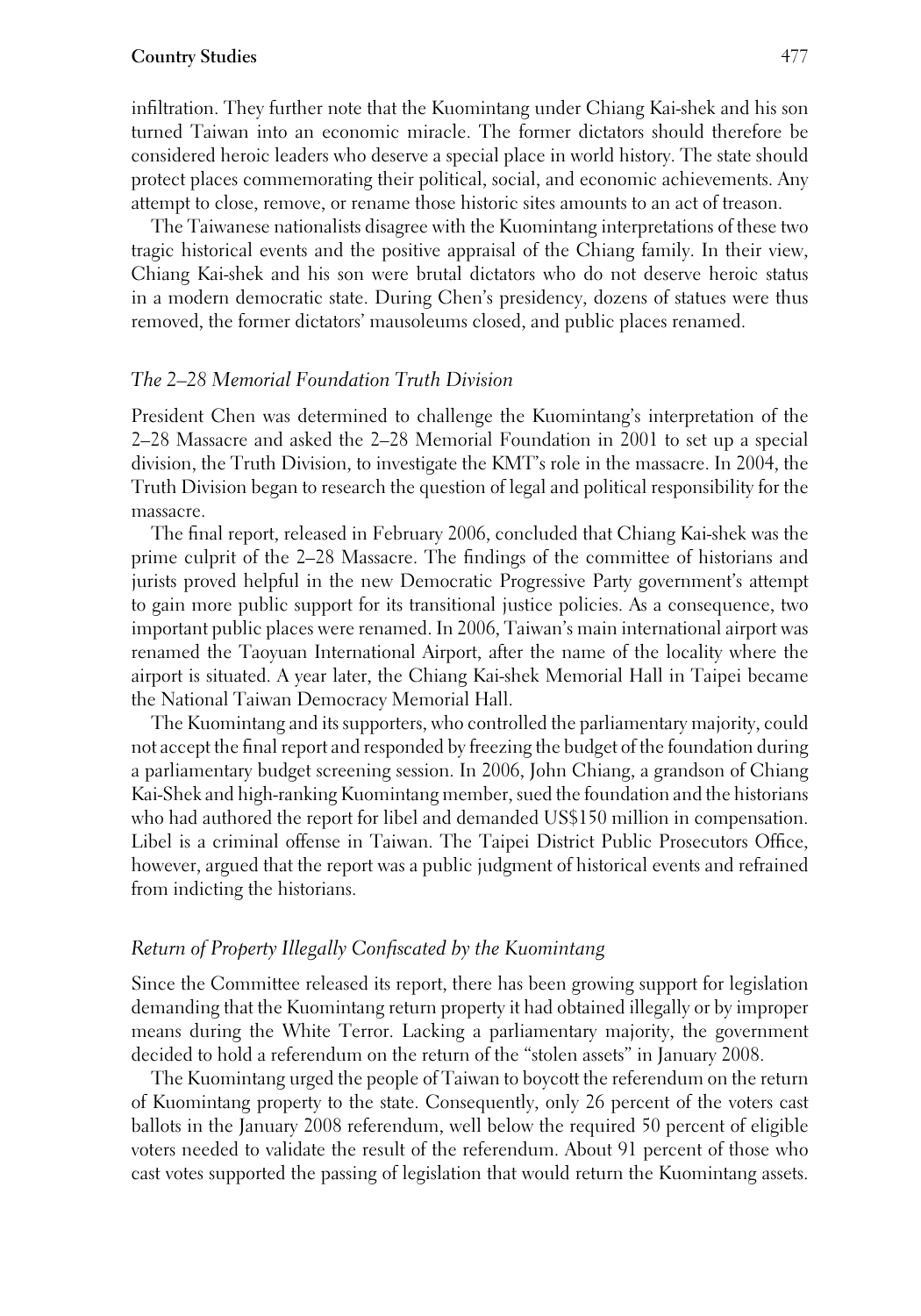infiltration. They further note that the Kuomintang under Chiang Kai-shek and his son turned Taiwan into an economic miracle. The former dictators should therefore be considered heroic leaders who deserve a special place in world history. The state should protect places commemorating their political, social, and economic achievements. Any attempt to close, remove, or rename those historic sites amounts to an act of treason.

The Taiwanese nationalists disagree with the Kuomintang interpretations of these two tragic historical events and the positive appraisal of the Chiang family. In their view, Chiang Kai-shek and his son were brutal dictators who do not deserve heroic status in a modern democratic state. During Chen's presidency, dozens of statues were thus removed, the former dictators' mausoleums closed, and public places renamed.

### *The 2–28 Memorial Foundation Truth Division*

President Chen was determined to challenge the Kuomintang's interpretation of the 2–28 Massacre and asked the 2–28 Memorial Foundation in 2001 to set up a special division, the Truth Division, to investigate the KMT's role in the massacre. In 2004, the Truth Division began to research the question of legal and political responsibility for the massacre.

The final report, released in February 2006, concluded that Chiang Kai-shek was the prime culprit of the 2–28 Massacre. The findings of the committee of historians and jurists proved helpful in the new Democratic Progressive Party government's attempt to gain more public support for its transitional justice policies. As a consequence, two important public places were renamed. In 2006, Taiwan's main international airport was renamed the Taoyuan International Airport, after the name of the locality where the airport is situated. A year later, the Chiang Kai-shek Memorial Hall in Taipei became the National Taiwan Democracy Memorial Hall.

The Kuomintang and its supporters, who controlled the parliamentary majority, could not accept the final report and responded by freezing the budget of the foundation during a parliamentary budget screening session. In 2006, John Chiang, a grandson of Chiang Kai-Shek and high-ranking Kuomintang member, sued the foundation and the historians who had authored the report for libel and demanded US$150 million in compensation. Libel is a criminal offense in Taiwan. The Taipei District Public Prosecutors Office, however, argued that the report was a public judgment of historical events and refrained from indicting the historians.

### *Return of Property Illegally Confiscated by the Kuomintang*

Since the Committee released its report, there has been growing support for legislation demanding that the Kuomintang return property it had obtained illegally or by improper means during the White Terror. Lacking a parliamentary majority, the government decided to hold a referendum on the return of the "stolen assets" in January 2008.

The Kuomintang urged the people of Taiwan to boycott the referendum on the return of Kuomintang property to the state. Consequently, only 26 percent of the voters cast ballots in the January 2008 referendum, well below the required 50 percent of eligible voters needed to validate the result of the referendum. About 91 percent of those who cast votes supported the passing of legislation that would return the Kuomintang assets.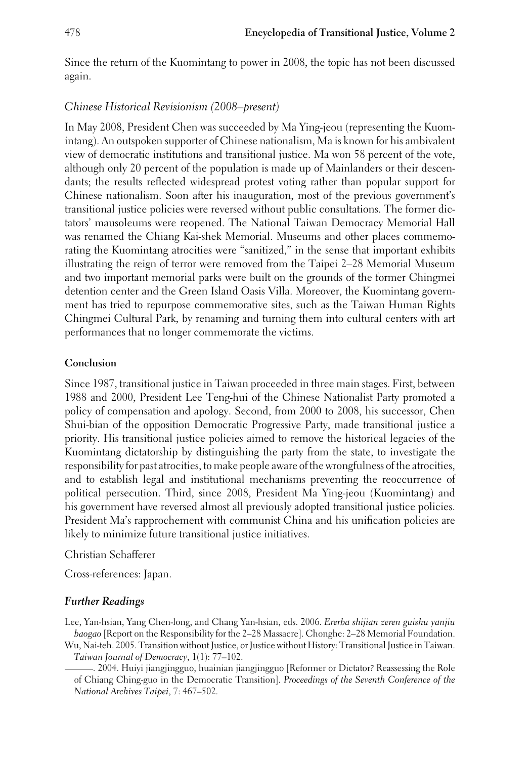Since the return of the Kuomintang to power in 2008, the topic has not been discussed again.

### *Chinese Historical Revisionism (2008–present)*

In May 2008, President Chen was succeeded by Ma Ying-jeou (representing the Kuomintang). An outspoken supporter of Chinese nationalism, Ma is known for his ambivalent view of democratic institutions and transitional justice. Ma won 58 percent of the vote, although only 20 percent of the population is made up of Mainlanders or their descendants; the results reflected widespread protest voting rather than popular support for Chinese nationalism. Soon after his inauguration, most of the previous government's transitional justice policies were reversed without public consultations. The former dictators' mausoleums were reopened. The National Taiwan Democracy Memorial Hall was renamed the Chiang Kai-shek Memorial. Museums and other places commemorating the Kuomintang atrocities were "sanitized," in the sense that important exhibits illustrating the reign of terror were removed from the Taipei 2–28 Memorial Museum and two important memorial parks were built on the grounds of the former Chingmei detention center and the Green Island Oasis Villa. Moreover, the Kuomintang government has tried to repurpose commemorative sites, such as the Taiwan Human Rights Chingmei Cultural Park, by renaming and turning them into cultural centers with art performances that no longer commemorate the victims.

## Conclusion

Since 1987, transitional justice in Taiwan proceeded in three main stages. First, between 1988 and 2000, President Lee Teng-hui of the Chinese Nationalist Party promoted a policy of compensation and apology. Second, from 2000 to 2008, his successor, Chen Shui-bian of the opposition Democratic Progressive Party, made transitional justice a priority. His transitional justice policies aimed to remove the historical legacies of the Kuomintang dictatorship by distinguishing the party from the state, to investigate the responsibility for past atrocities, to make people aware of the wrongfulness of the atrocities, and to establish legal and institutional mechanisms preventing the reoccurrence of political persecution. Third, since 2008, President Ma Ying-jeou (Kuomintang) and his government have reversed almost all previously adopted transitional justice policies. President Ma's rapprochement with communist China and his unification policies are likely to minimize future transitional justice initiatives.

Christian Schafferer

Cross-references: Japan.

## *Further Readings*

Lee, Yan-hsian, Yang Chen-long, and Chang Yan-hsian, eds. 2006. *Ererba shijian zeren guishu yanjiu baogao* [Report on the Responsibility for the 2–28 Massacre]. Chonghe: 2–28 Memorial Foundation.

Wu, Nai-teh. 2005. Transition without Justice, or Justice without History: Transitional Justice in Taiwan. *Taiwan Journal of Democracy*, 1(1): 77–102.

———. 2004. Huiyi jiangjingguo, huainian jiangjingguo [Reformer or Dictator? Reassessing the Role of Chiang Ching-guo in the Democratic Transition]. *Proceedings of the Seventh Conference of the National Archives Taipei*, 7: 467–502.